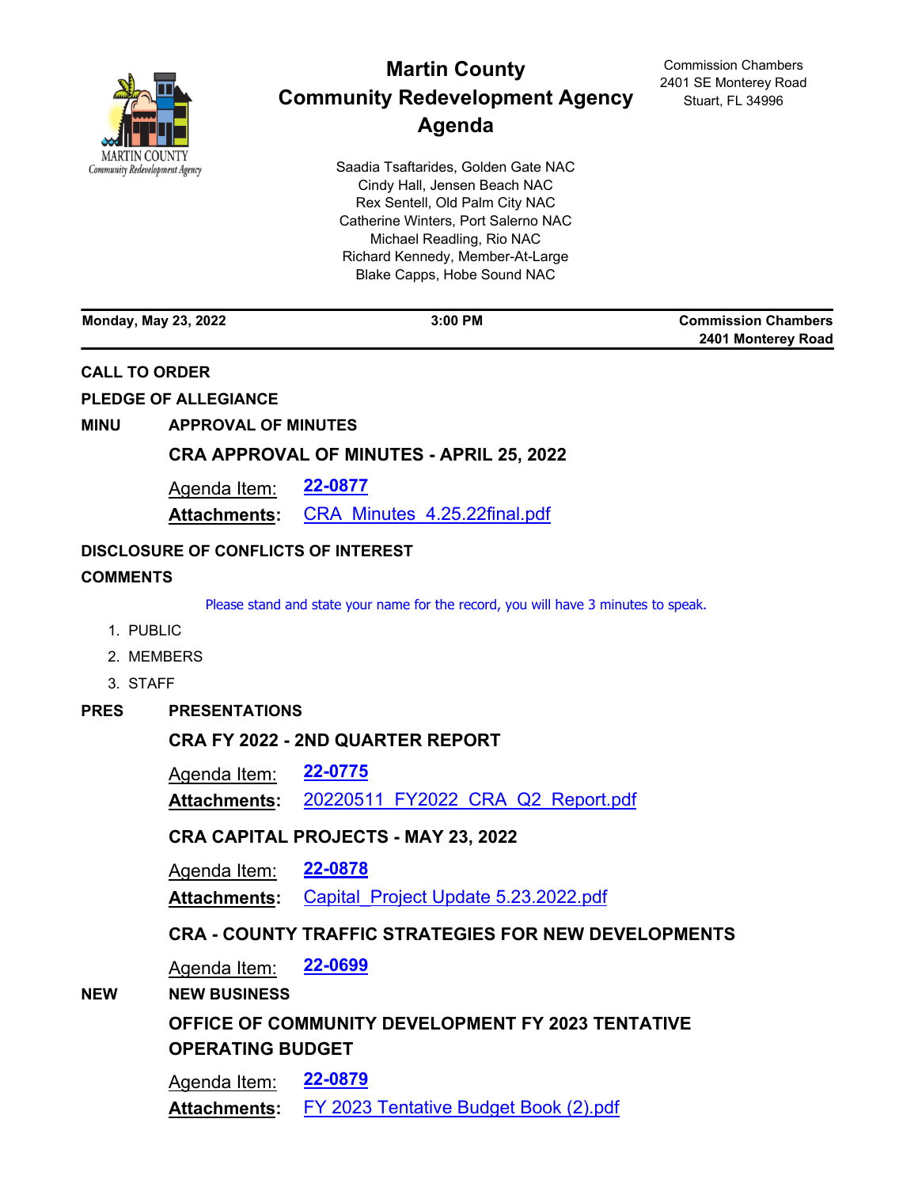# Martin County Community Redevelopment Agency Agenda

Commission Chambers
2401 SE Monterey Road
Stuart, FL 34996

Saadia Tsaftarides, Golden Gate NAC
Cindy Hall, Jensen Beach NAC
Rex Sentell, Old Palm City NAC
Catherine Winters, Port Salerno NAC
Michael Readling, Rio NAC
Richard Kennedy, Member-At-Large
Blake Capps, Hobe Sound NAC

**Monday, May 23, 2022** | **3:00 PM** | **Commission Chambers 2401 Monterey Road**

**CALL TO ORDER**

**PLEDGE OF ALLEGIANCE**

**MINU APPROVAL OF MINUTES**

### CRA APPROVAL OF MINUTES - APRIL 25, 2022

Agenda Item: **22-0877**

**Attachments:** CRA_Minutes_4.25.22final.pdf

**DISCLOSURE OF CONFLICTS OF INTEREST**

**COMMENTS**

Please stand and state your name for the record, you will have 3 minutes to speak.

1. PUBLIC
2. MEMBERS
3. STAFF

**PRES PRESENTATIONS**

### CRA FY 2022 - 2ND QUARTER REPORT

Agenda Item: **22-0775**

**Attachments:** 20220511_FY2022_CRA_Q2_Report.pdf

### CRA CAPITAL PROJECTS - MAY 23, 2022

Agenda Item: **22-0878**

**Attachments:** Capital_Project Update 5.23.2022.pdf

### CRA - COUNTY TRAFFIC STRATEGIES FOR NEW DEVELOPMENTS

Agenda Item: **22-0699**

**NEW NEW BUSINESS**

### OFFICE OF COMMUNITY DEVELOPMENT FY 2023 TENTATIVE OPERATING BUDGET

Agenda Item: **22-0879**

**Attachments:** FY 2023 Tentative Budget Book (2).pdf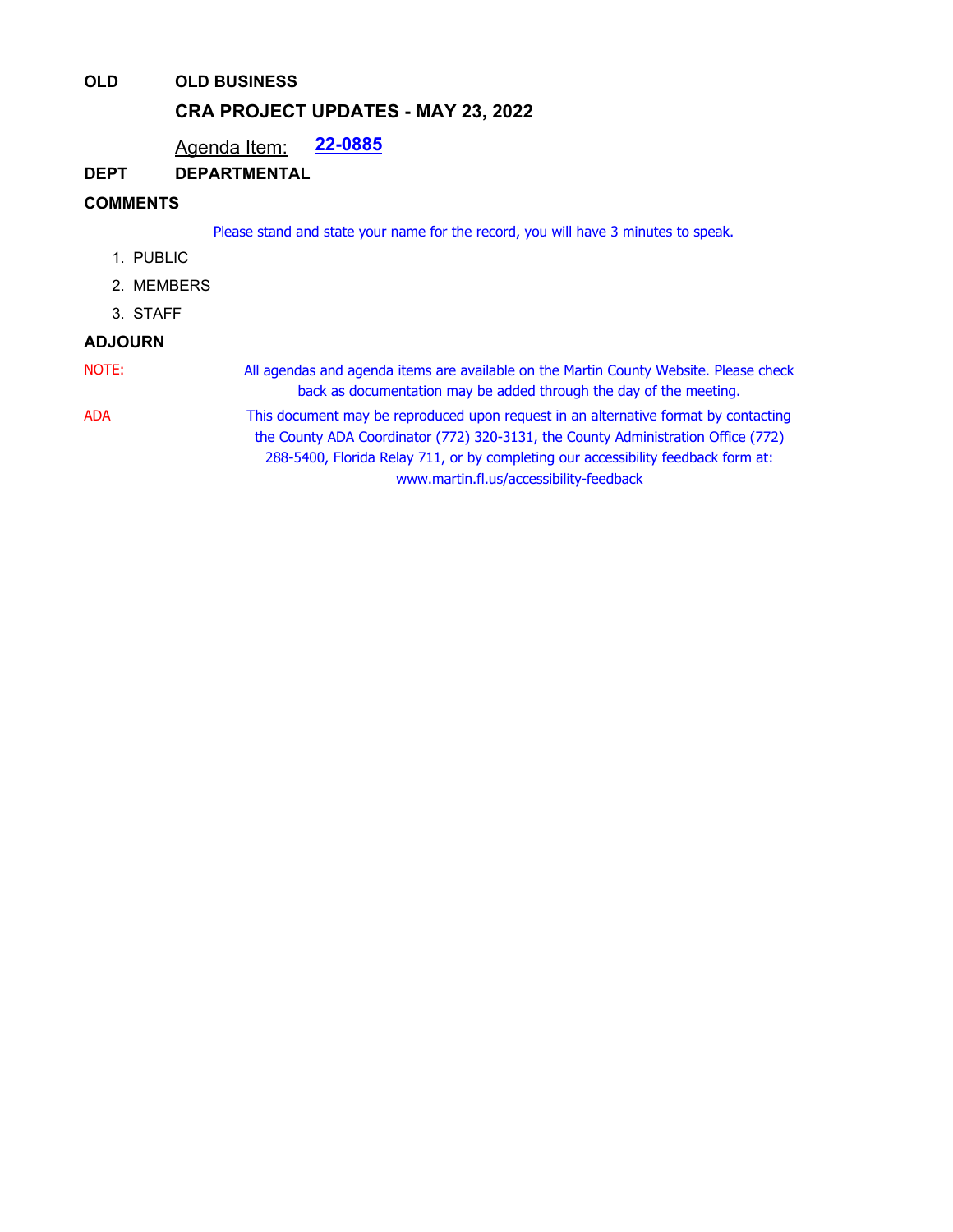**OLD** **OLD BUSINESS**

**CRA PROJECT UPDATES - MAY 23, 2022**

Agenda Item: **22-0885**

**DEPT** **DEPARTMENTAL**

**COMMENTS**

Please stand and state your name for the record, you will have 3 minutes to speak.

1. PUBLIC
2. MEMBERS
3. STAFF

**ADJOURN**

NOTE: All agendas and agenda items are available on the Martin County Website. Please check back as documentation may be added through the day of the meeting.

ADA This document may be reproduced upon request in an alternative format by contacting the County ADA Coordinator (772) 320-3131, the County Administration Office (772) 288-5400, Florida Relay 711, or by completing our accessibility feedback form at: www.martin.fl.us/accessibility-feedback